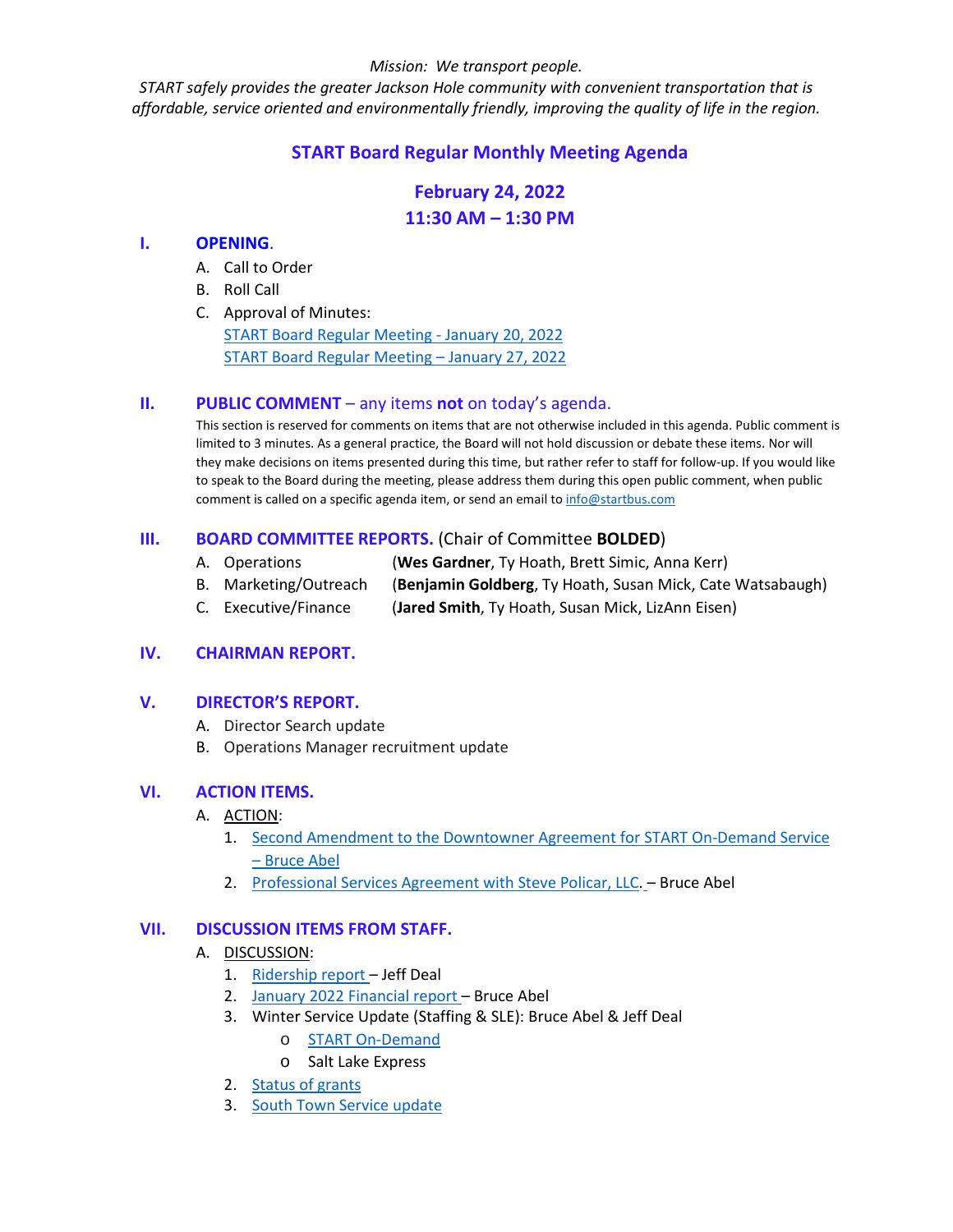*Mission: We transport people.*

*START safely provides the greater Jackson Hole community with convenient transportation that is affordable, service oriented and environmentally friendly, improving the quality of life in the region.*

# START Board Regular Monthly Meeting Agenda

## February 24, 2022
## 11:30 AM – 1:30 PM

## I. OPENING.

A. Call to Order

B. Roll Call

C. Approval of Minutes:
   START Board Regular Meeting - January 20, 2022
   START Board Regular Meeting – January 27, 2022

## II. PUBLIC COMMENT – any items **not** on today's agenda.

This section is reserved for comments on items that are not otherwise included in this agenda. Public comment is limited to 3 minutes. As a general practice, the Board will not hold discussion or debate these items. Nor will they make decisions on items presented during this time, but rather refer to staff for follow-up. If you would like to speak to the Board during the meeting, please address them during this open public comment, when public comment is called on a specific agenda item, or send an email to info@startbus.com

## III. BOARD COMMITTEE REPORTS. (Chair of Committee **BOLDED**)

A. Operations (**Wes Gardner**, Ty Hoath, Brett Simic, Anna Kerr)

B. Marketing/Outreach (**Benjamin Goldberg**, Ty Hoath, Susan Mick, Cate Watsabaugh)

C. Executive/Finance (**Jared Smith**, Ty Hoath, Susan Mick, LizAnn Eisen)

## IV. CHAIRMAN REPORT.

## V. DIRECTOR'S REPORT.

A. Director Search update

B. Operations Manager recruitment update

## VI. ACTION ITEMS.

A. ACTION:

1. Second Amendment to the Downtowner Agreement for START On-Demand Service – Bruce Abel
2. Professional Services Agreement with Steve Policar, LLC. – Bruce Abel

## VII. DISCUSSION ITEMS FROM STAFF.

A. DISCUSSION:

1. Ridership report – Jeff Deal
2. January 2022 Financial report – Bruce Abel
3. Winter Service Update (Staffing & SLE): Bruce Abel & Jeff Deal
   - START On-Demand
   - Salt Lake Express
2. Status of grants
3. South Town Service update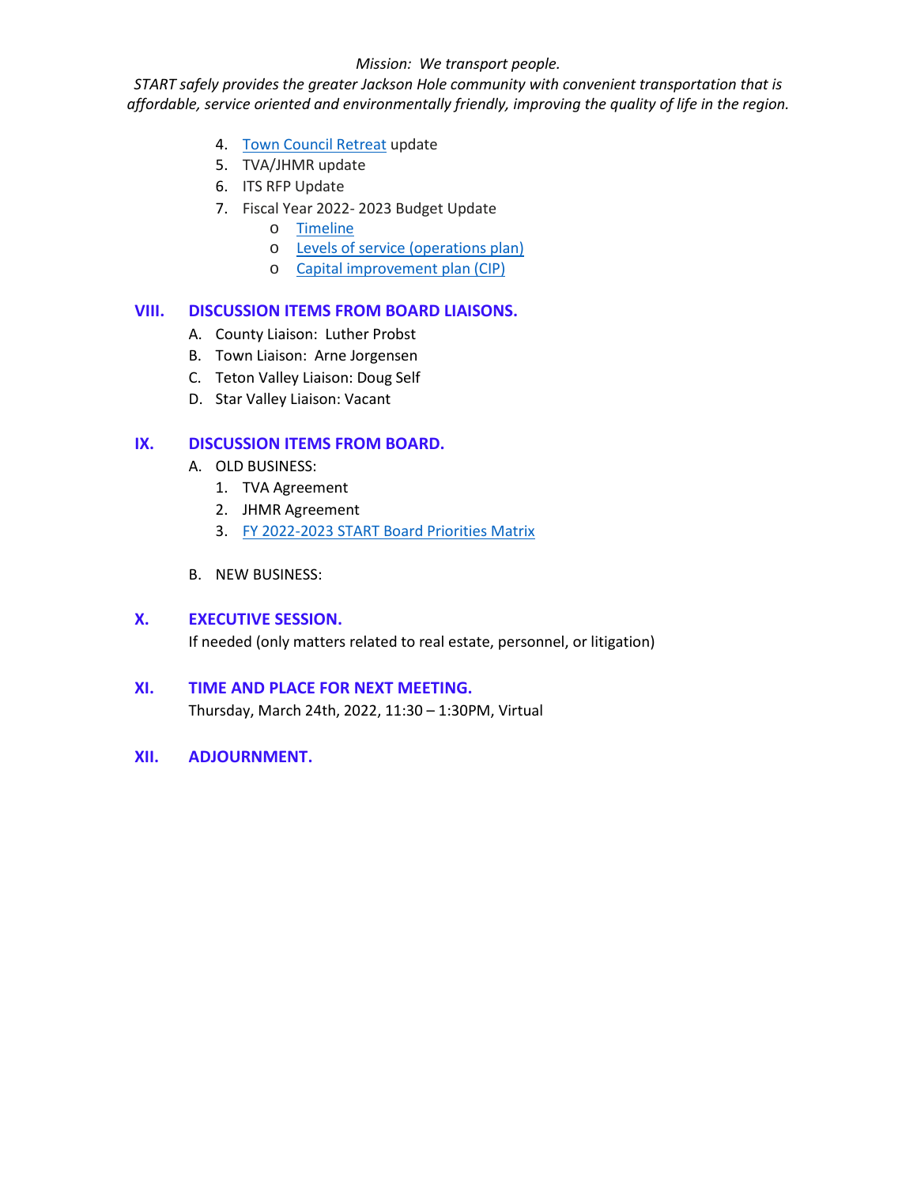*Mission: We transport people.*
*START safely provides the greater Jackson Hole community with convenient transportation that is affordable, service oriented and environmentally friendly, improving the quality of life in the region.*

4. Town Council Retreat update
5. TVA/JHMR update
6. ITS RFP Update
7. Fiscal Year 2022- 2023 Budget Update
   - Timeline
   - Levels of service (operations plan)
   - Capital improvement plan (CIP)

## VIII. DISCUSSION ITEMS FROM BOARD LIAISONS.

A. County Liaison: Luther Probst
B. Town Liaison: Arne Jorgensen
C. Teton Valley Liaison: Doug Self
D. Star Valley Liaison: Vacant

## IX. DISCUSSION ITEMS FROM BOARD.

A. OLD BUSINESS:
   1. TVA Agreement
   2. JHMR Agreement
   3. FY 2022-2023 START Board Priorities Matrix

B. NEW BUSINESS:

## X. EXECUTIVE SESSION.

If needed (only matters related to real estate, personnel, or litigation)

## XI. TIME AND PLACE FOR NEXT MEETING.

Thursday, March 24th, 2022, 11:30 – 1:30PM, Virtual

## XII. ADJOURNMENT.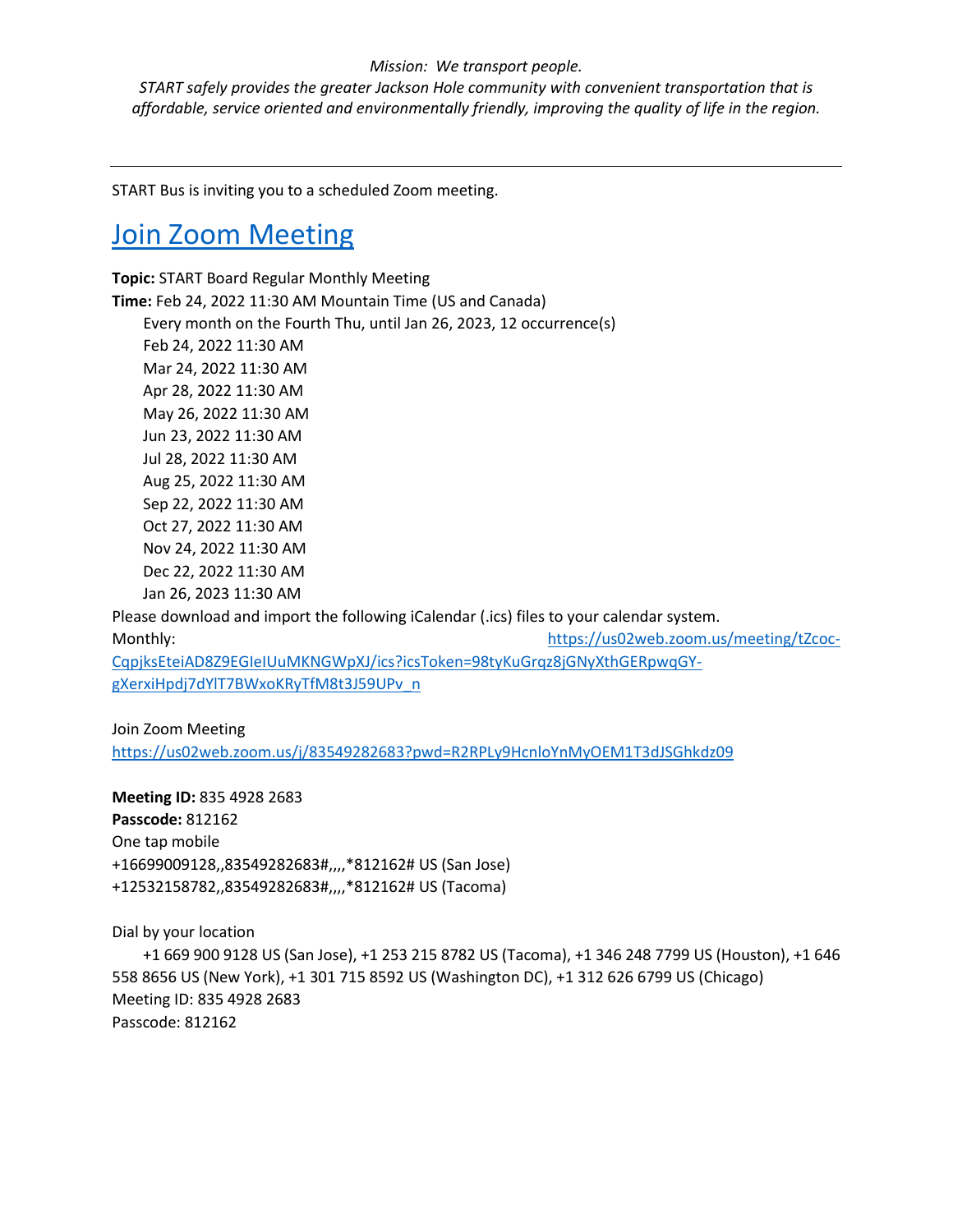*Mission: We transport people.*

*START safely provides the greater Jackson Hole community with convenient transportation that is affordable, service oriented and environmentally friendly, improving the quality of life in the region.*

---

START Bus is inviting you to a scheduled Zoom meeting.

# Join Zoom Meeting

**Topic:** START Board Regular Monthly Meeting

**Time:** Feb 24, 2022 11:30 AM Mountain Time (US and Canada)

Every month on the Fourth Thu, until Jan 26, 2023, 12 occurrence(s)

Feb 24, 2022 11:30 AM
Mar 24, 2022 11:30 AM
Apr 28, 2022 11:30 AM
May 26, 2022 11:30 AM
Jun 23, 2022 11:30 AM
Jul 28, 2022 11:30 AM
Aug 25, 2022 11:30 AM
Sep 22, 2022 11:30 AM
Oct 27, 2022 11:30 AM
Nov 24, 2022 11:30 AM
Dec 22, 2022 11:30 AM
Jan 26, 2023 11:30 AM

Please download and import the following iCalendar (.ics) files to your calendar system.

Monthly: https://us02web.zoom.us/meeting/tZcoc-CqpjksEteiAD8Z9EGIeIUuMKNGWpXJ/ics?icsToken=98tyKuGrqz8jGNyXthGERpwqGY-gXerxiHpdj7dYlT7BWxoKRyTfM8t3J59UPv_n

Join Zoom Meeting

https://us02web.zoom.us/j/83549282683?pwd=R2RPLy9HcnloYnMyOEM1T3dJSGhkdz09

**Meeting ID:** 835 4928 2683

**Passcode:** 812162

One tap mobile

+16699009128,,83549282683#,,,,*812162# US (San Jose)

+12532158782,,83549282683#,,,,*812162# US (Tacoma)

Dial by your location

+1 669 900 9128 US (San Jose), +1 253 215 8782 US (Tacoma), +1 346 248 7799 US (Houston), +1 646 558 8656 US (New York), +1 301 715 8592 US (Washington DC), +1 312 626 6799 US (Chicago)

Meeting ID: 835 4928 2683

Passcode: 812162